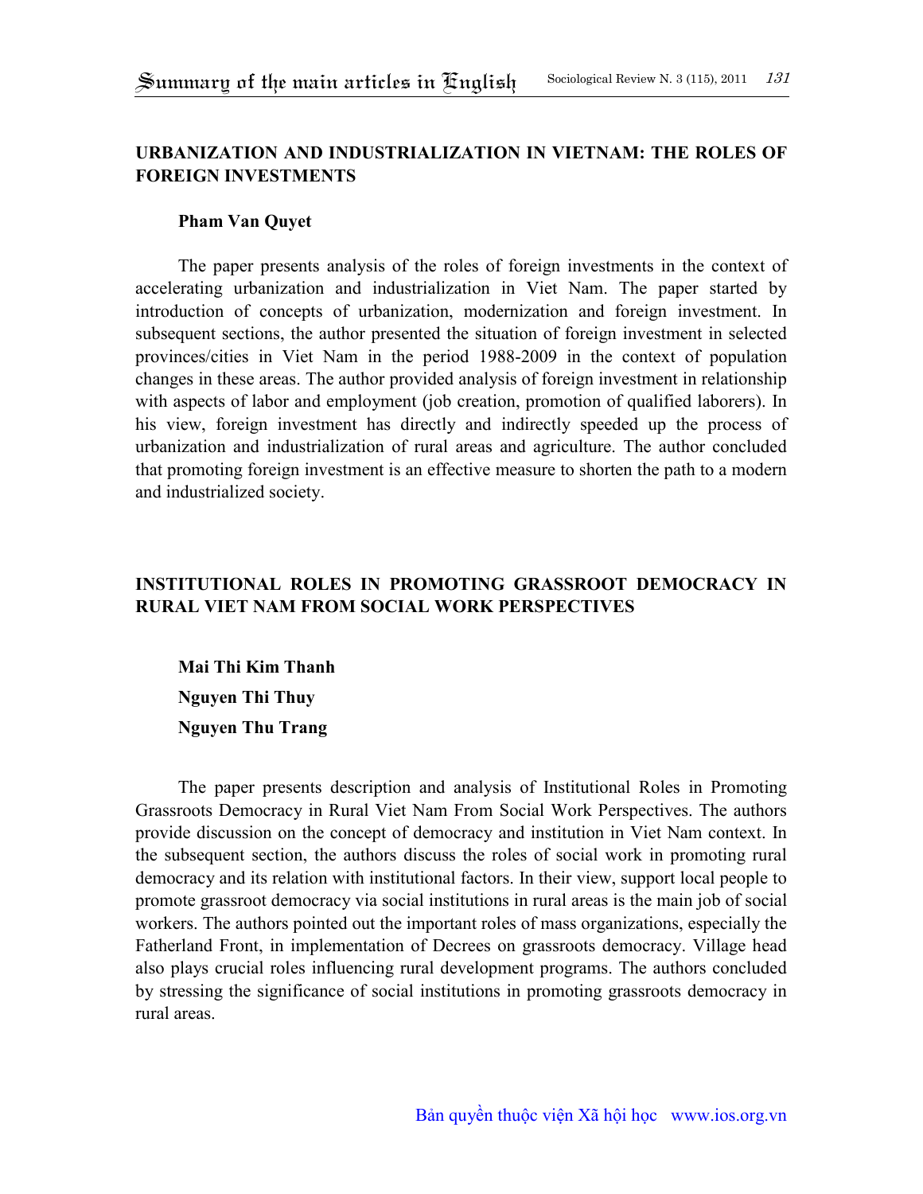## URBANIZATION AND INDUSTRIALIZATION IN VIETNAM: THE ROLES OF FOREIGN INVESTMENTS

**Pham Van Quyet**

The paper presents analysis of the roles of foreign investments in the context of accelerating urbanization and industrialization in Viet Nam. The paper started by introduction of concepts of urbanization, modernization and foreign investment. In subsequent sections, the author presented the situation of foreign investment in selected provinces/cities in Viet Nam in the period 1988-2009 in the context of population changes in these areas. The author provided analysis of foreign investment in relationship with aspects of labor and employment (job creation, promotion of qualified laborers). In his view, foreign investment has directly and indirectly speeded up the process of urbanization and industrialization of rural areas and agriculture. The author concluded that promoting foreign investment is an effective measure to shorten the path to a modern and industrialized society.

## INSTITUTIONAL ROLES IN PROMOTING GRASSROOT DEMOCRACY IN RURAL VIET NAM FROM SOCIAL WORK PERSPECTIVES

**Mai Thi Kim Thanh**

**Nguyen Thi Thuy**

**Nguyen Thu Trang**

The paper presents description and analysis of Institutional Roles in Promoting Grassroots Democracy in Rural Viet Nam From Social Work Perspectives. The authors provide discussion on the concept of democracy and institution in Viet Nam context. In the subsequent section, the authors discuss the roles of social work in promoting rural democracy and its relation with institutional factors. In their view, support local people to promote grassroot democracy via social institutions in rural areas is the main job of social workers. The authors pointed out the important roles of mass organizations, especially the Fatherland Front, in implementation of Decrees on grassroots democracy. Village head also plays crucial roles influencing rural development programs. The authors concluded by stressing the significance of social institutions in promoting grassroots democracy in rural areas.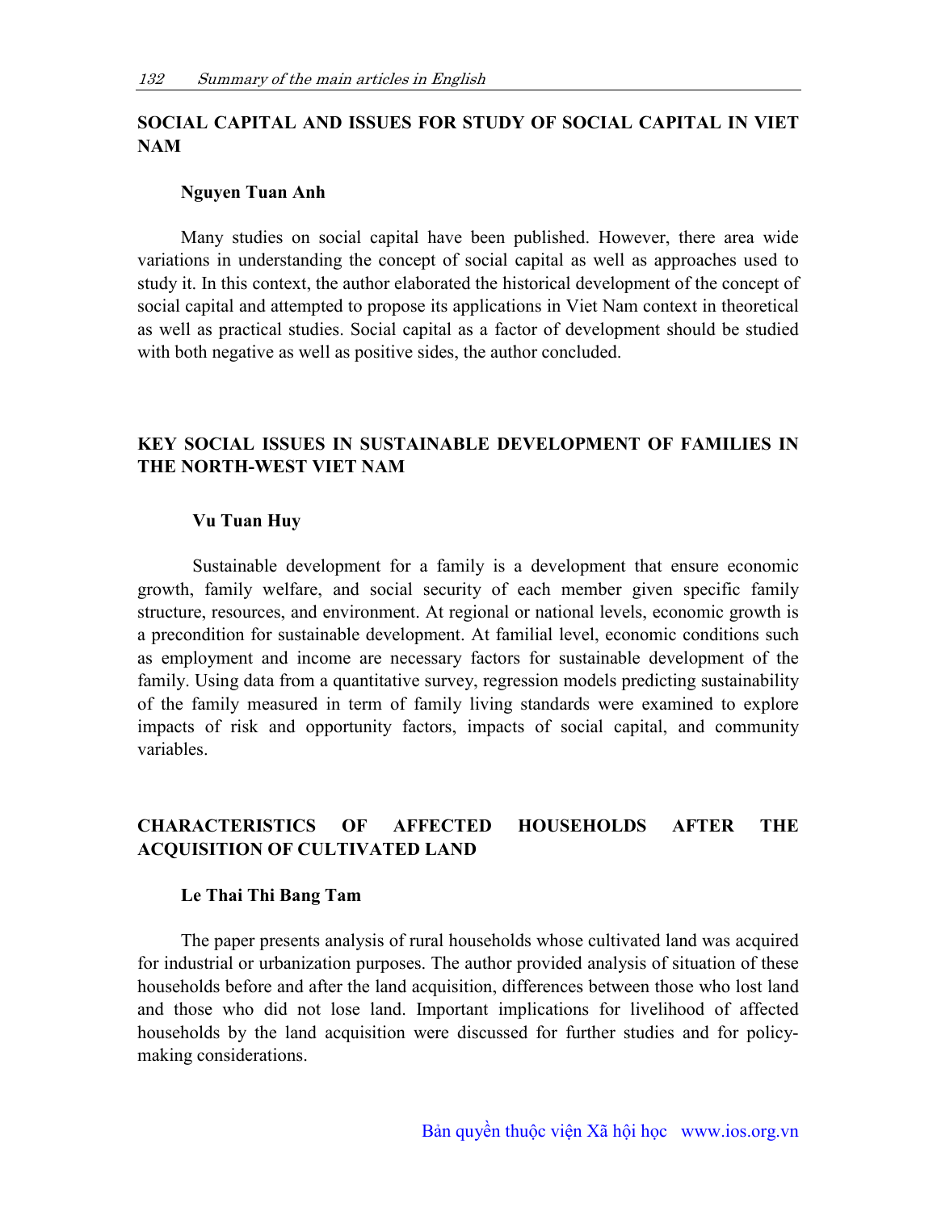## SOCIAL CAPITAL AND ISSUES FOR STUDY OF SOCIAL CAPITAL IN VIET NAM

**Nguyen Tuan Anh**

Many studies on social capital have been published. However, there area wide variations in understanding the concept of social capital as well as approaches used to study it. In this context, the author elaborated the historical development of the concept of social capital and attempted to propose its applications in Viet Nam context in theoretical as well as practical studies. Social capital as a factor of development should be studied with both negative as well as positive sides, the author concluded.

## KEY SOCIAL ISSUES IN SUSTAINABLE DEVELOPMENT OF FAMILIES IN THE NORTH-WEST VIET NAM

**Vu Tuan Huy**

Sustainable development for a family is a development that ensure economic growth, family welfare, and social security of each member given specific family structure, resources, and environment. At regional or national levels, economic growth is a precondition for sustainable development. At familial level, economic conditions such as employment and income are necessary factors for sustainable development of the family. Using data from a quantitative survey, regression models predicting sustainability of the family measured in term of family living standards were examined to explore impacts of risk and opportunity factors, impacts of social capital, and community variables.

## CHARACTERISTICS OF AFFECTED HOUSEHOLDS AFTER THE ACQUISITION OF CULTIVATED LAND

**Le Thai Thi Bang Tam**

The paper presents analysis of rural households whose cultivated land was acquired for industrial or urbanization purposes. The author provided analysis of situation of these households before and after the land acquisition, differences between those who lost land and those who did not lose land. Important implications for livelihood of affected households by the land acquisition were discussed for further studies and for policy-making considerations.